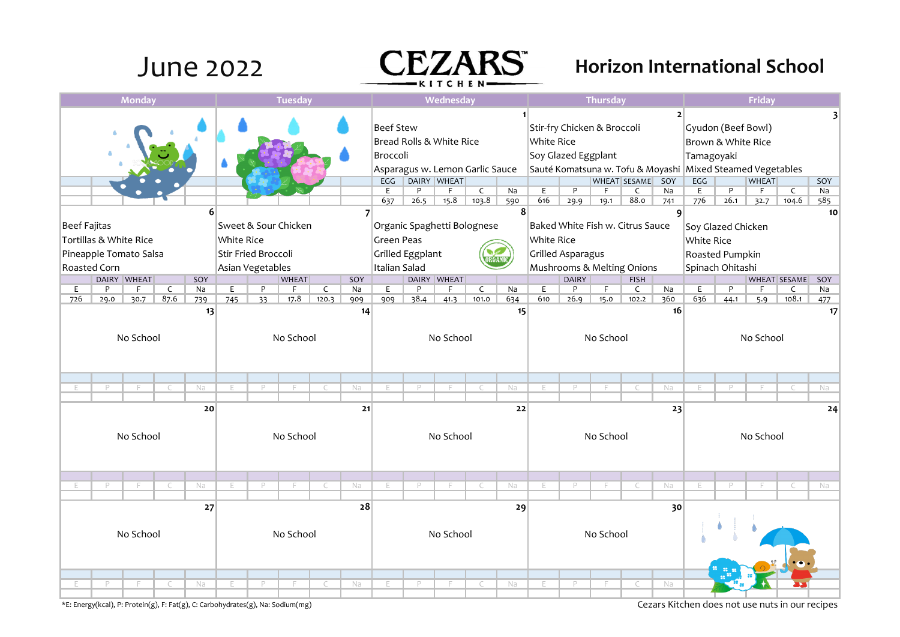# June 2022

**CEZARS KITCHEN**

## Horizon International School

| Monday | Tuesday | Wednesday | Thursday | Friday |
|---|---|---|---|---|
| | | **1**<br>Beef Stew<br>Bread Rolls & White Rice<br>Broccoli<br>Asparagus w. Lemon Garlic Sauce<br>EGG, DAIRY, WHEAT<br>E 637, P 26.5, F 15.8, C 103.8, Na 590 | **2**<br>Stir-fry Chicken & Broccoli<br>White Rice<br>Soy Glazed Eggplant<br>Sauté Komatsuna w. Tofu & Moyashi<br>WHEAT, SESAME, SOY<br>E 616, P 29.9, F 19.1, C 88.0, Na 741 | **3**<br>Gyudon (Beef Bowl)<br>Brown & White Rice<br>Tamagoyaki<br>Mixed Steamed Vegetables<br>EGG, WHEAT, SOY<br>E 776, P 26.1, F 32.7, C 104.6, Na 585 |
| **6**<br>Beef Fajitas<br>Tortillas & White Rice<br>Pineapple Tomato Salsa<br>Roasted Corn<br>DAIRY, WHEAT, SOY<br>E 726, P 29.0, F 30.7, C 87.6, Na 739 | **7**<br>Sweet & Sour Chicken<br>White Rice<br>Stir Fried Broccoli<br>Asian Vegetables<br>WHEAT, SOY<br>E 745, P 33, F 17.8, C 120.3, Na 909 | **8**<br>Organic Spaghetti Bolognese<br>Green Peas<br>Grilled Eggplant<br>Italian Salad<br>ORGANIC<br>DAIRY, WHEAT<br>E 909, P 38.4, F 41.3, C 101.0, Na 634 | **9**<br>Baked White Fish w. Citrus Sauce<br>White Rice<br>Grilled Asparagus<br>Mushrooms & Melting Onions<br>DAIRY, FISH<br>E 610, P 26.9, F 15.0, C 102.2, Na 360 | **10**<br>Soy Glazed Chicken<br>White Rice<br>Roasted Pumpkin<br>Spinach Ohitashi<br>WHEAT, SESAME, SOY<br>E 636, P 44.1, F 5.9, C 108.1, Na 477 |
| **13**<br>No School | **14**<br>No School | **15**<br>No School | **16**<br>No School | **17**<br>No School |
| **20**<br>No School | **21**<br>No School | **22**<br>No School | **23**<br>No School | **24**<br>No School |
| **27**<br>No School | **28**<br>No School | **29**<br>No School | **30**<br>No School | |

*E: Energy(kcal), P: Protein(g), F: Fat(g), C: Carbohydrates(g), Na: Sodium(mg)

Cezars Kitchen does not use nuts in our recipes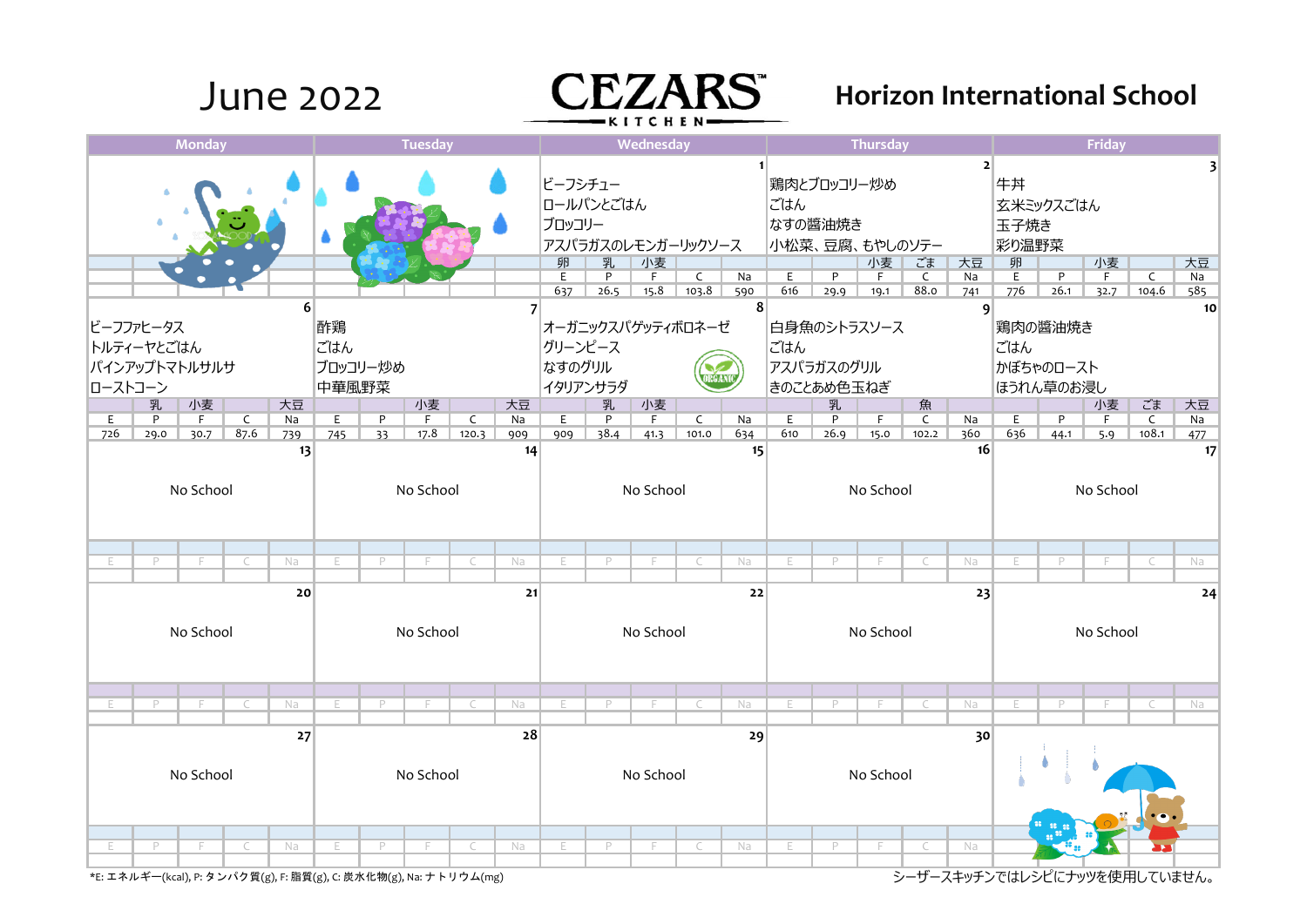# June 2022

CEZARS KITCHEN

## Horizon International School

| Monday | Tuesday | Wednesday | Thursday | Friday |
|---|---|---|---|---|
| | | **1** ビーフシチュー<br>ロールパンとごはん<br>ブロッコリー<br>アスパラガスのレモンガーリックソース<br>卵 乳 小麦<br>E 637 / P 26.5 / F 15.8 / C 103.8 / Na 590 | **2** 鶏肉とブロッコリー炒め<br>ごはん<br>なすの醤油焼き<br>小松菜、豆腐、もやしのソテー<br>小麦 ごま 大豆<br>E 616 / P 29.9 / F 19.1 / C 88.0 / Na 741 | **3** 牛丼<br>玄米ミックスごはん<br>玉子焼き<br>彩り温野菜<br>卵 小麦 大豆<br>E 776 / P 26.1 / F 32.7 / C 104.6 / Na 585 |
| **6** ビーフファヒータス<br>トルティーヤとごはん<br>パインアップトマトルサルサ<br>ローストコーン<br>乳 小麦 大豆<br>E 726 / P 29.0 / F 30.7 / C 87.6 / Na 739 | **7** 酢鶏<br>ごはん<br>ブロッコリー炒め<br>中華風野菜<br>小麦 大豆<br>E 745 / P 33 / F 17.8 / C 120.3 / Na 909 | **8** オーガニックスパゲッティボロネーゼ<br>グリーンピース<br>なすのグリル<br>イタリアンサラダ<br>乳 小麦<br>E 909 / P 38.4 / F 41.3 / C 101.0 / Na 634 | **9** 白身魚のシトラスソース<br>ごはん<br>アスパラガスのグリル<br>きのことあめ色玉ねぎ<br>乳 魚<br>E 610 / P 26.9 / F 15.0 / C 102.2 / Na 360 | **10** 鶏肉の醤油焼き<br>ごはん<br>かぼちゃのロースト<br>ほうれん草のお浸し<br>小麦 ごま 大豆<br>E 636 / P 44.1 / F 5.9 / C 108.1 / Na 477 |
| **13** No School | **14** No School | **15** No School | **16** No School | **17** No School |
| **20** No School | **21** No School | **22** No School | **23** No School | **24** No School |
| **27** No School | **28** No School | **29** No School | **30** No School | |

*E: エネルギー(kcal), P: タンパク質(g), F: 脂質(g), C: 炭水化物(g), Na: ナトリウム(mg)

シーザースキッチンではレシピにナッツを使用していません。